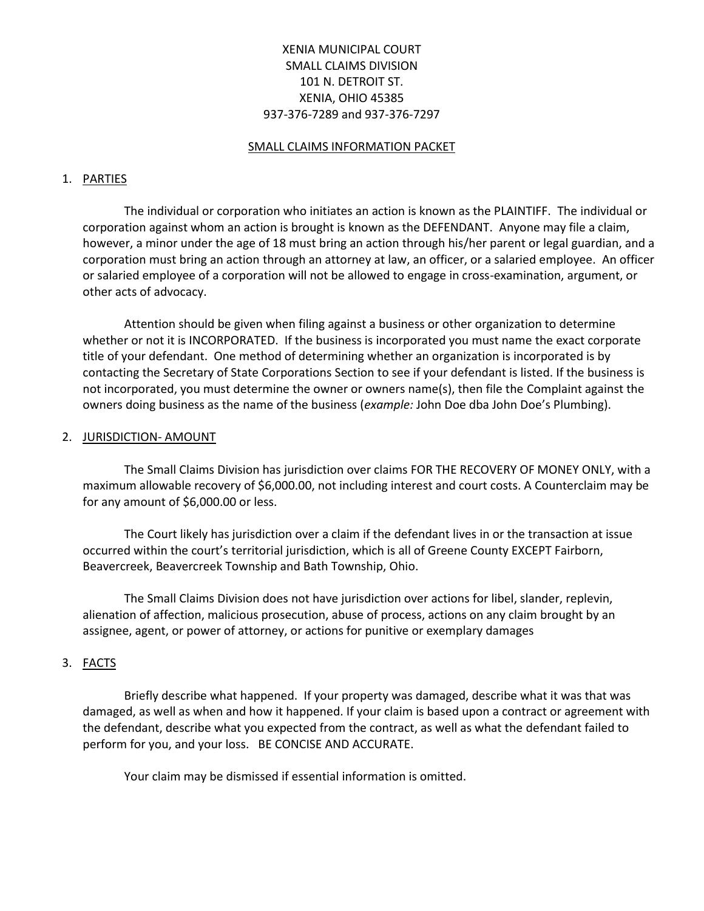XENIA MUNICIPAL COURT
SMALL CLAIMS DIVISION
101 N. DETROIT ST.
XENIA, OHIO 45385
937-376-7289 and 937-376-7297

# SMALL CLAIMS INFORMATION PACKET

## 1. PARTIES

The individual or corporation who initiates an action is known as the PLAINTIFF. The individual or corporation against whom an action is brought is known as the DEFENDANT. Anyone may file a claim, however, a minor under the age of 18 must bring an action through his/her parent or legal guardian, and a corporation must bring an action through an attorney at law, an officer, or a salaried employee. An officer or salaried employee of a corporation will not be allowed to engage in cross-examination, argument, or other acts of advocacy.

Attention should be given when filing against a business or other organization to determine whether or not it is INCORPORATED. If the business is incorporated you must name the exact corporate title of your defendant. One method of determining whether an organization is incorporated is by contacting the Secretary of State Corporations Section to see if your defendant is listed. If the business is not incorporated, you must determine the owner or owners name(s), then file the Complaint against the owners doing business as the name of the business (*example:* John Doe dba John Doe's Plumbing).

## 2. JURISDICTION- AMOUNT

The Small Claims Division has jurisdiction over claims FOR THE RECOVERY OF MONEY ONLY, with a maximum allowable recovery of $6,000.00, not including interest and court costs. A Counterclaim may be for any amount of $6,000.00 or less.

The Court likely has jurisdiction over a claim if the defendant lives in or the transaction at issue occurred within the court's territorial jurisdiction, which is all of Greene County EXCEPT Fairborn, Beavercreek, Beavercreek Township and Bath Township, Ohio.

The Small Claims Division does not have jurisdiction over actions for libel, slander, replevin, alienation of affection, malicious prosecution, abuse of process, actions on any claim brought by an assignee, agent, or power of attorney, or actions for punitive or exemplary damages

## 3. FACTS

Briefly describe what happened. If your property was damaged, describe what it was that was damaged, as well as when and how it happened. If your claim is based upon a contract or agreement with the defendant, describe what you expected from the contract, as well as what the defendant failed to perform for you, and your loss. BE CONCISE AND ACCURATE.

Your claim may be dismissed if essential information is omitted.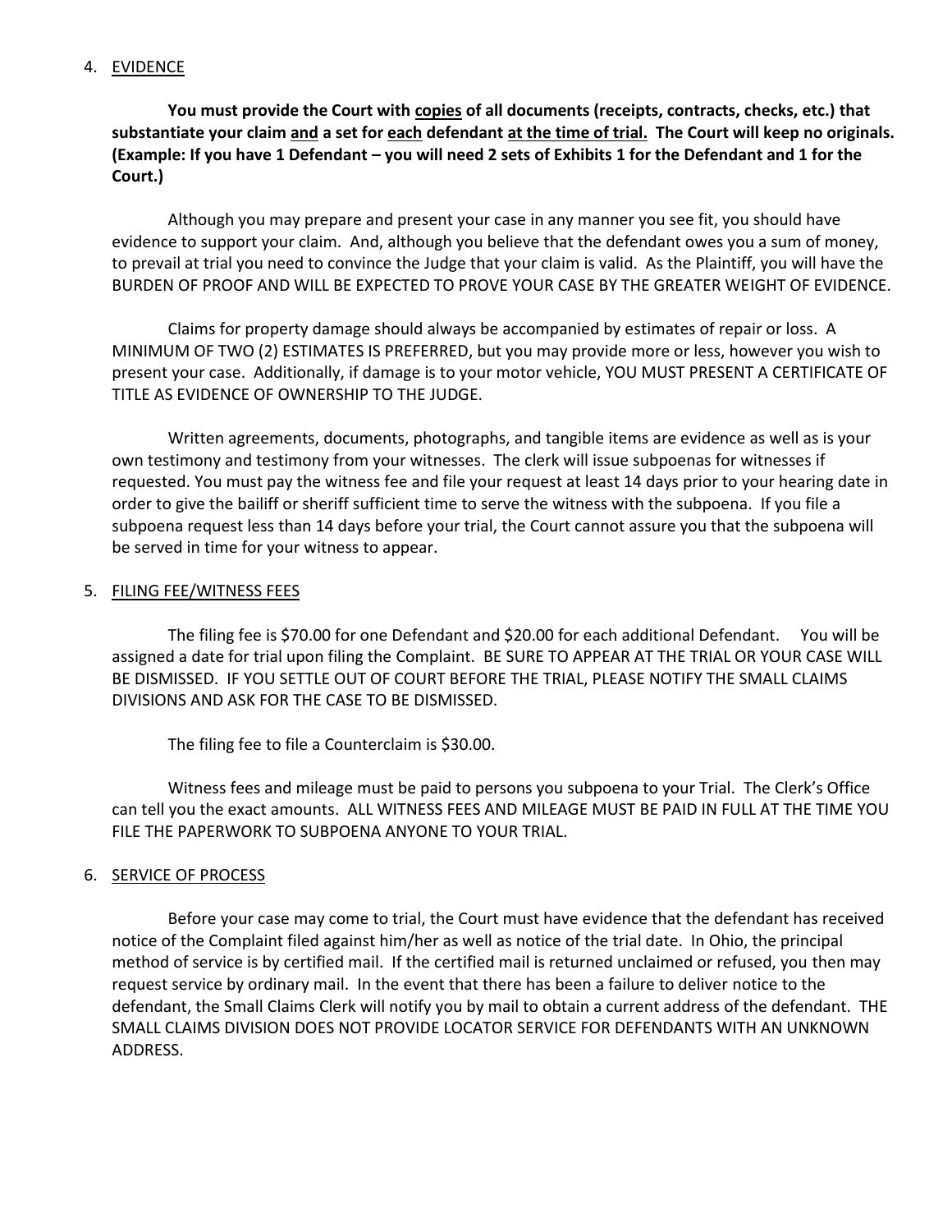4. <u>EVIDENCE</u>

   **You must provide the Court with <u>copies</u> of all documents (receipts, contracts, checks, etc.) that substantiate your claim <u>and</u> a set for <u>each</u> defendant <u>at the time of trial.</u> The Court will keep no originals. (Example: If you have 1 Defendant – you will need 2 sets of Exhibits 1 for the Defendant and 1 for the Court.)**

   Although you may prepare and present your case in any manner you see fit, you should have evidence to support your claim. And, although you believe that the defendant owes you a sum of money, to prevail at trial you need to convince the Judge that your claim is valid. As the Plaintiff, you will have the BURDEN OF PROOF AND WILL BE EXPECTED TO PROVE YOUR CASE BY THE GREATER WEIGHT OF EVIDENCE.

   Claims for property damage should always be accompanied by estimates of repair or loss. A MINIMUM OF TWO (2) ESTIMATES IS PREFERRED, but you may provide more or less, however you wish to present your case. Additionally, if damage is to your motor vehicle, YOU MUST PRESENT A CERTIFICATE OF TITLE AS EVIDENCE OF OWNERSHIP TO THE JUDGE.

   Written agreements, documents, photographs, and tangible items are evidence as well as is your own testimony and testimony from your witnesses. The clerk will issue subpoenas for witnesses if requested. You must pay the witness fee and file your request at least 14 days prior to your hearing date in order to give the bailiff or sheriff sufficient time to serve the witness with the subpoena. If you file a subpoena request less than 14 days before your trial, the Court cannot assure you that the subpoena will be served in time for your witness to appear.

5. <u>FILING FEE/WITNESS FEES</u>

   The filing fee is $70.00 for one Defendant and $20.00 for each additional Defendant. You will be assigned a date for trial upon filing the Complaint. BE SURE TO APPEAR AT THE TRIAL OR YOUR CASE WILL BE DISMISSED. IF YOU SETTLE OUT OF COURT BEFORE THE TRIAL, PLEASE NOTIFY THE SMALL CLAIMS DIVISIONS AND ASK FOR THE CASE TO BE DISMISSED.

   The filing fee to file a Counterclaim is $30.00.

   Witness fees and mileage must be paid to persons you subpoena to your Trial. The Clerk's Office can tell you the exact amounts. ALL WITNESS FEES AND MILEAGE MUST BE PAID IN FULL AT THE TIME YOU FILE THE PAPERWORK TO SUBPOENA ANYONE TO YOUR TRIAL.

6. <u>SERVICE OF PROCESS</u>

   Before your case may come to trial, the Court must have evidence that the defendant has received notice of the Complaint filed against him/her as well as notice of the trial date. In Ohio, the principal method of service is by certified mail. If the certified mail is returned unclaimed or refused, you then may request service by ordinary mail. In the event that there has been a failure to deliver notice to the defendant, the Small Claims Clerk will notify you by mail to obtain a current address of the defendant. THE SMALL CLAIMS DIVISION DOES NOT PROVIDE LOCATOR SERVICE FOR DEFENDANTS WITH AN UNKNOWN ADDRESS.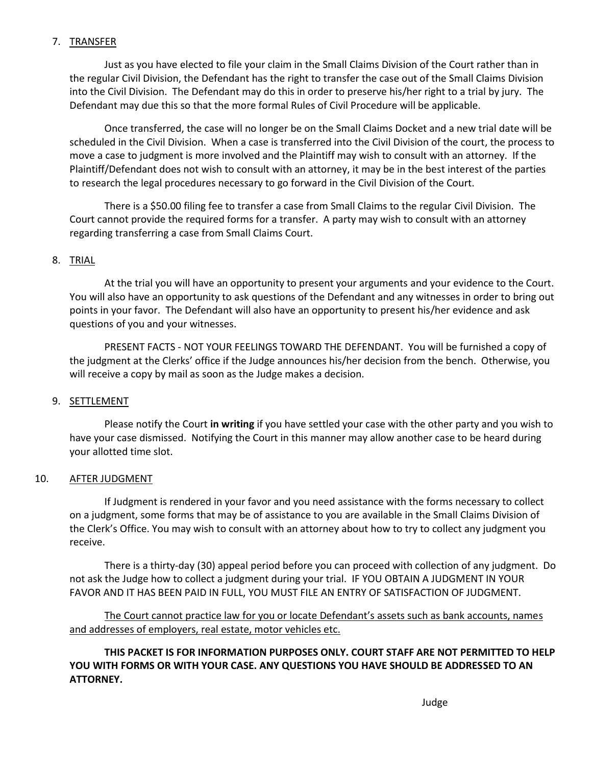7. <u>TRANSFER</u>

Just as you have elected to file your claim in the Small Claims Division of the Court rather than in the regular Civil Division, the Defendant has the right to transfer the case out of the Small Claims Division into the Civil Division. The Defendant may do this in order to preserve his/her right to a trial by jury. The Defendant may due this so that the more formal Rules of Civil Procedure will be applicable.

Once transferred, the case will no longer be on the Small Claims Docket and a new trial date will be scheduled in the Civil Division. When a case is transferred into the Civil Division of the court, the process to move a case to judgment is more involved and the Plaintiff may wish to consult with an attorney. If the Plaintiff/Defendant does not wish to consult with an attorney, it may be in the best interest of the parties to research the legal procedures necessary to go forward in the Civil Division of the Court.

There is a $50.00 filing fee to transfer a case from Small Claims to the regular Civil Division. The Court cannot provide the required forms for a transfer. A party may wish to consult with an attorney regarding transferring a case from Small Claims Court.

8. <u>TRIAL</u>

At the trial you will have an opportunity to present your arguments and your evidence to the Court. You will also have an opportunity to ask questions of the Defendant and any witnesses in order to bring out points in your favor. The Defendant will also have an opportunity to present his/her evidence and ask questions of you and your witnesses.

PRESENT FACTS - NOT YOUR FEELINGS TOWARD THE DEFENDANT. You will be furnished a copy of the judgment at the Clerks' office if the Judge announces his/her decision from the bench. Otherwise, you will receive a copy by mail as soon as the Judge makes a decision.

9. <u>SETTLEMENT</u>

Please notify the Court **in writing** if you have settled your case with the other party and you wish to have your case dismissed. Notifying the Court in this manner may allow another case to be heard during your allotted time slot.

10. <u>AFTER JUDGMENT</u>

If Judgment is rendered in your favor and you need assistance with the forms necessary to collect on a judgment, some forms that may be of assistance to you are available in the Small Claims Division of the Clerk's Office. You may wish to consult with an attorney about how to try to collect any judgment you receive.

There is a thirty-day (30) appeal period before you can proceed with collection of any judgment. Do not ask the Judge how to collect a judgment during your trial. IF YOU OBTAIN A JUDGMENT IN YOUR FAVOR AND IT HAS BEEN PAID IN FULL, YOU MUST FILE AN ENTRY OF SATISFACTION OF JUDGMENT.

<u>The Court cannot practice law for you or locate Defendant's assets such as bank accounts, names and addresses of employers, real estate, motor vehicles etc.</u>

**THIS PACKET IS FOR INFORMATION PURPOSES ONLY. COURT STAFF ARE NOT PERMITTED TO HELP YOU WITH FORMS OR WITH YOUR CASE. ANY QUESTIONS YOU HAVE SHOULD BE ADDRESSED TO AN ATTORNEY.**

Judge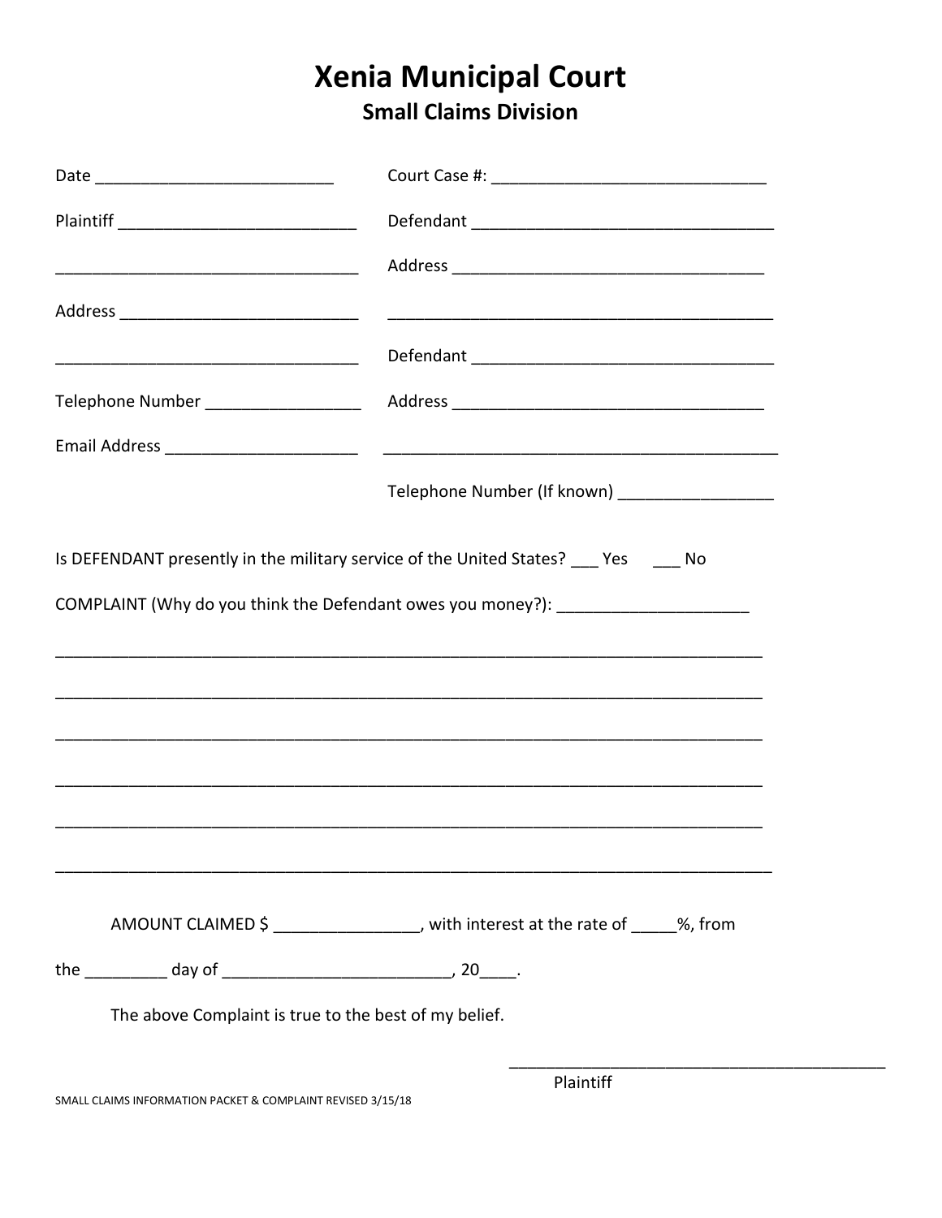# Xenia Municipal Court

## Small Claims Division

Date ___________________________ Court Case #: ______________________________

Plaintiff ___________________________

___________________________________

Address ___________________________

___________________________________

Telephone Number _________________

Email Address _____________________

Defendant __________________________________

Address ___________________________________

__________________________________________

Defendant __________________________________

Address ___________________________________

__________________________________________

Telephone Number (If known) _________________

Is DEFENDANT presently in the military service of the United States? ___ Yes ___ No

COMPLAINT (Why do you think the Defendant owes you money?): _____________________

________________________________________________________________________________

________________________________________________________________________________

________________________________________________________________________________

________________________________________________________________________________

________________________________________________________________________________

________________________________________________________________________________

AMOUNT CLAIMED $ ________________, with interest at the rate of _____%, from

the _________ day of _________________________, 20____.

The above Complaint is true to the best of my belief.

___________________________________________

Plaintiff

SMALL CLAIMS INFORMATION PACKET & COMPLAINT REVISED 3/15/18